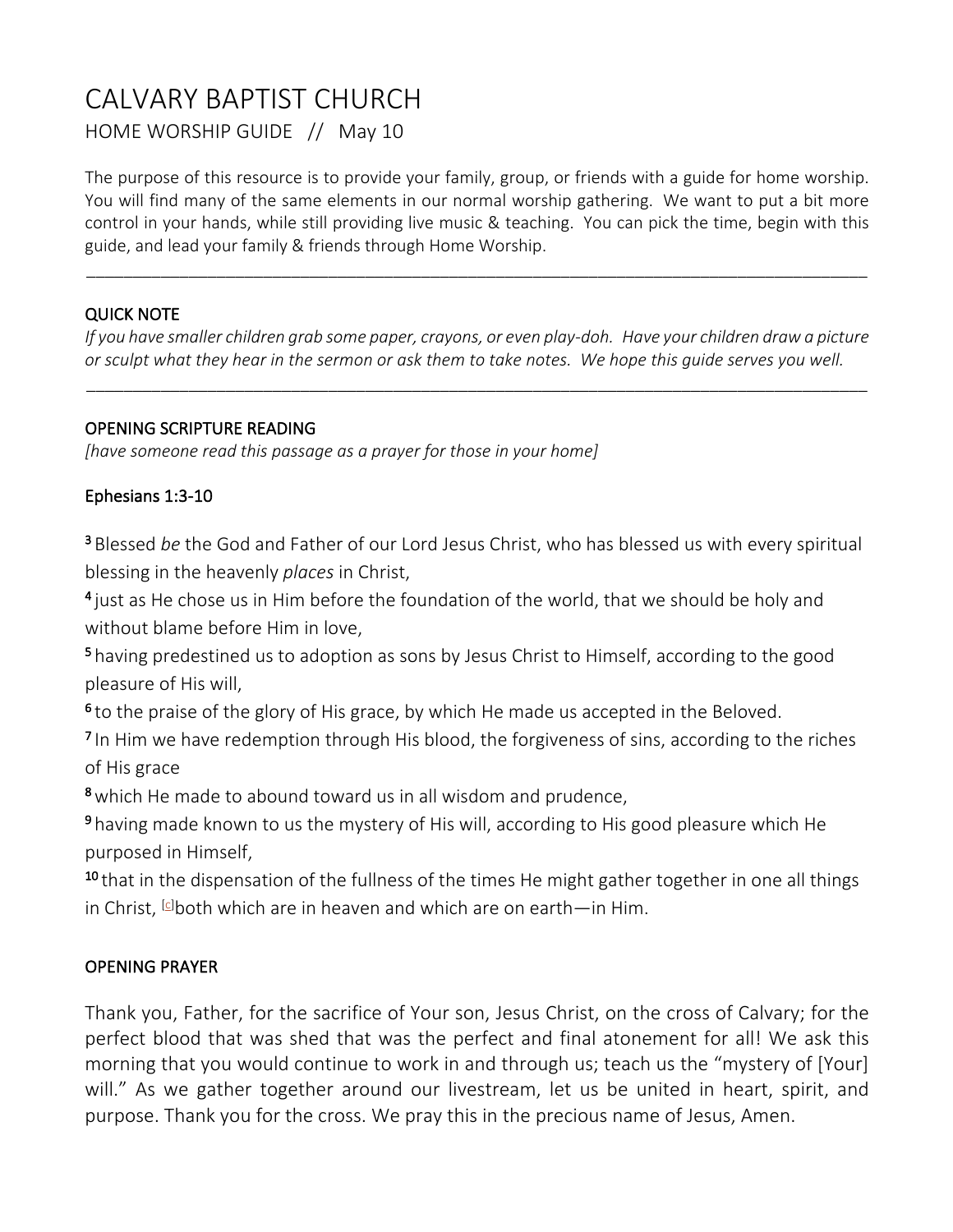# CALVARY BAPTIST CHURCH

HOME WORSHIP GUIDE // May 10

The purpose of this resource is to provide your family, group, or friends with a guide for home worship. You will find many of the same elements in our normal worship gathering. We want to put a bit more control in your hands, while still providing live music & teaching. You can pick the time, begin with this guide, and lead your family & friends through Home Worship.

---

## QUICK NOTE

*If you have smaller children grab some paper, crayons, or even play-doh. Have your children draw a picture or sculpt what they hear in the sermon or ask them to take notes. We hope this guide serves you well.*

---

## OPENING SCRIPTURE READING

*[have someone read this passage as a prayer for those in your home]*

### Ephesians 1:3-10

**3** Blessed *be* the God and Father of our Lord Jesus Christ, who has blessed us with every spiritual blessing in the heavenly *places* in Christ,

**4** just as He chose us in Him before the foundation of the world, that we should be holy and without blame before Him in love,

**5** having predestined us to adoption as sons by Jesus Christ to Himself, according to the good pleasure of His will,

**6** to the praise of the glory of His grace, by which He made us accepted in the Beloved.

**7** In Him we have redemption through His blood, the forgiveness of sins, according to the riches of His grace

**8** which He made to abound toward us in all wisdom and prudence,

**9** having made known to us the mystery of His will, according to His good pleasure which He purposed in Himself,

**10** that in the dispensation of the fullness of the times He might gather together in one all things in Christ, [c]both which are in heaven and which are on earth—in Him.

## OPENING PRAYER

Thank you, Father, for the sacrifice of Your son, Jesus Christ, on the cross of Calvary; for the perfect blood that was shed that was the perfect and final atonement for all! We ask this morning that you would continue to work in and through us; teach us the "mystery of [Your] will." As we gather together around our livestream, let us be united in heart, spirit, and purpose. Thank you for the cross. We pray this in the precious name of Jesus, Amen.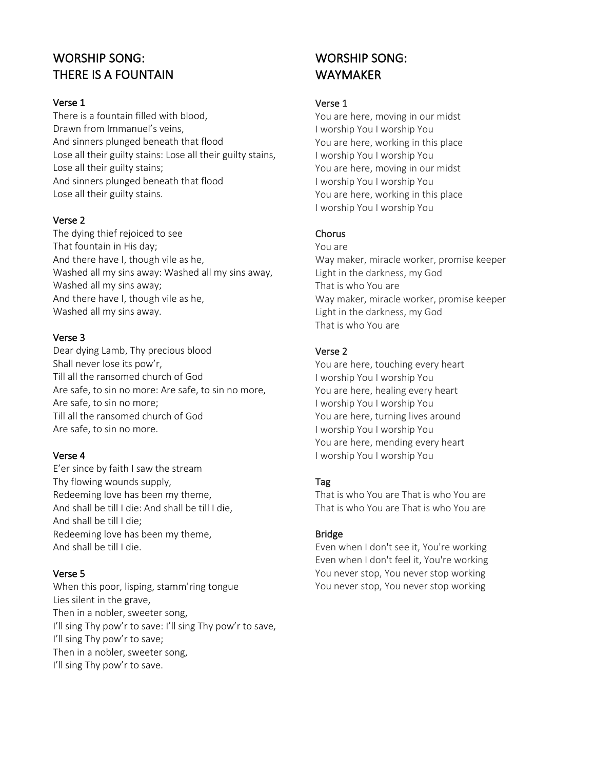## WORSHIP SONG:
## THERE IS A FOUNTAIN

### Verse 1
There is a fountain filled with blood,
Drawn from Immanuel's veins,
And sinners plunged beneath that flood
Lose all their guilty stains: Lose all their guilty stains,
Lose all their guilty stains;
And sinners plunged beneath that flood
Lose all their guilty stains.

### Verse 2
The dying thief rejoiced to see
That fountain in His day;
And there have I, though vile as he,
Washed all my sins away: Washed all my sins away,
Washed all my sins away;
And there have I, though vile as he,
Washed all my sins away.

### Verse 3
Dear dying Lamb, Thy precious blood
Shall never lose its pow'r,
Till all the ransomed church of God
Are safe, to sin no more: Are safe, to sin no more,
Are safe, to sin no more;
Till all the ransomed church of God
Are safe, to sin no more.

### Verse 4
E'er since by faith I saw the stream
Thy flowing wounds supply,
Redeeming love has been my theme,
And shall be till I die: And shall be till I die,
And shall be till I die;
Redeeming love has been my theme,
And shall be till I die.

### Verse 5
When this poor, lisping, stamm'ring tongue
Lies silent in the grave,
Then in a nobler, sweeter song,
I'll sing Thy pow'r to save: I'll sing Thy pow'r to save,
I'll sing Thy pow'r to save;
Then in a nobler, sweeter song,
I'll sing Thy pow'r to save.

## WORSHIP SONG:
## WAYMAKER

### Verse 1
You are here, moving in our midst
I worship You I worship You
You are here, working in this place
I worship You I worship You
You are here, moving in our midst
I worship You I worship You
You are here, working in this place
I worship You I worship You

### Chorus
You are
Way maker, miracle worker, promise keeper
Light in the darkness, my God
That is who You are
Way maker, miracle worker, promise keeper
Light in the darkness, my God
That is who You are

### Verse 2
You are here, touching every heart
I worship You I worship You
You are here, healing every heart
I worship You I worship You
You are here, turning lives around
I worship You I worship You
You are here, mending every heart
I worship You I worship You

### Tag
That is who You are That is who You are
That is who You are That is who You are

### Bridge
Even when I don't see it, You're working
Even when I don't feel it, You're working
You never stop, You never stop working
You never stop, You never stop working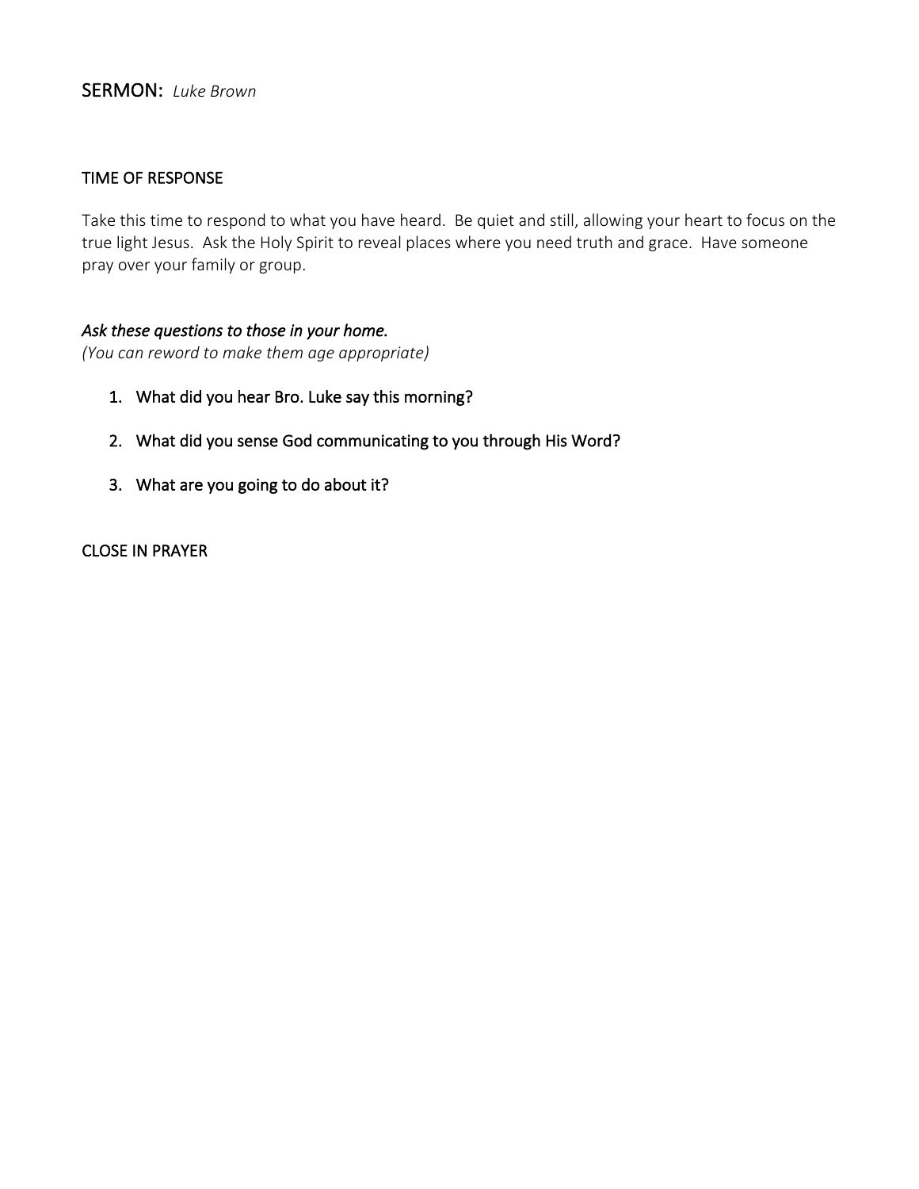## SERMON: *Luke Brown*

## TIME OF RESPONSE

Take this time to respond to what you have heard. Be quiet and still, allowing your heart to focus on the true light Jesus. Ask the Holy Spirit to reveal places where you need truth and grace. Have someone pray over your family or group.

*Ask these questions to those in your home.*
*(You can reword to make them age appropriate)*

1. What did you hear Bro. Luke say this morning?
2. What did you sense God communicating to you through His Word?
3. What are you going to do about it?

## CLOSE IN PRAYER